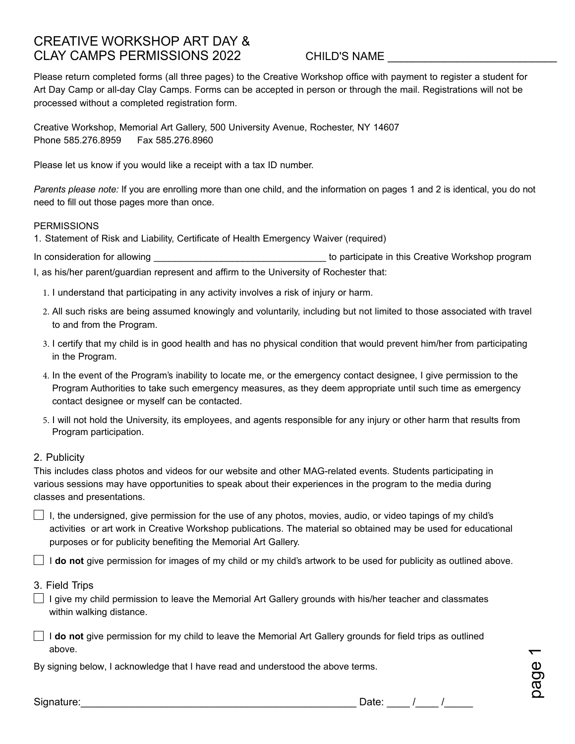# CREATIVE WORKSHOP ART DAY & CLAY CAMPS PERMISSIONS 2022

CHILD'S NAME ___________________________

Please return completed forms (all three pages) to the Creative Workshop office with payment to register a student for Art Day Camp or all-day Clay Camps. Forms can be accepted in person or through the mail. Registrations will not be processed without a completed registration form.

Creative Workshop, Memorial Art Gallery, 500 University Avenue, Rochester, NY 14607
Phone 585.276.8959 Fax 585.276.8960

Please let us know if you would like a receipt with a tax ID number.

*Parents please note:* If you are enrolling more than one child, and the information on pages 1 and 2 is identical, you do not need to fill out those pages more than once.

PERMISSIONS

1. Statement of Risk and Liability, Certificate of Health Emergency Waiver (required)

In consideration for allowing _________________________________ to participate in this Creative Workshop program I, as his/her parent/guardian represent and affirm to the University of Rochester that:

1. I understand that participating in any activity involves a risk of injury or harm.
2. All such risks are being assumed knowingly and voluntarily, including but not limited to those associated with travel to and from the Program.
3. I certify that my child is in good health and has no physical condition that would prevent him/her from participating in the Program.
4. In the event of the Program's inability to locate me, or the emergency contact designee, I give permission to the Program Authorities to take such emergency measures, as they deem appropriate until such time as emergency contact designee or myself can be contacted.
5. I will not hold the University, its employees, and agents responsible for any injury or other harm that results from Program participation.

## 2. Publicity

This includes class photos and videos for our website and other MAG-related events. Students participating in various sessions may have opportunities to speak about their experiences in the program to the media during classes and presentations.

☐ I, the undersigned, give permission for the use of any photos, movies, audio, or video tapings of my child's activities or art work in Creative Workshop publications. The material so obtained may be used for educational purposes or for publicity benefiting the Memorial Art Gallery.

☐ I **do not** give permission for images of my child or my child's artwork to be used for publicity as outlined above.

## 3. Field Trips

☐ I give my child permission to leave the Memorial Art Gallery grounds with his/her teacher and classmates within walking distance.

☐ I **do not** give permission for my child to leave the Memorial Art Gallery grounds for field trips as outlined above.

By signing below, I acknowledge that I have read and understood the above terms.

Signature:_________________________________________________ Date: ____ /____ /_____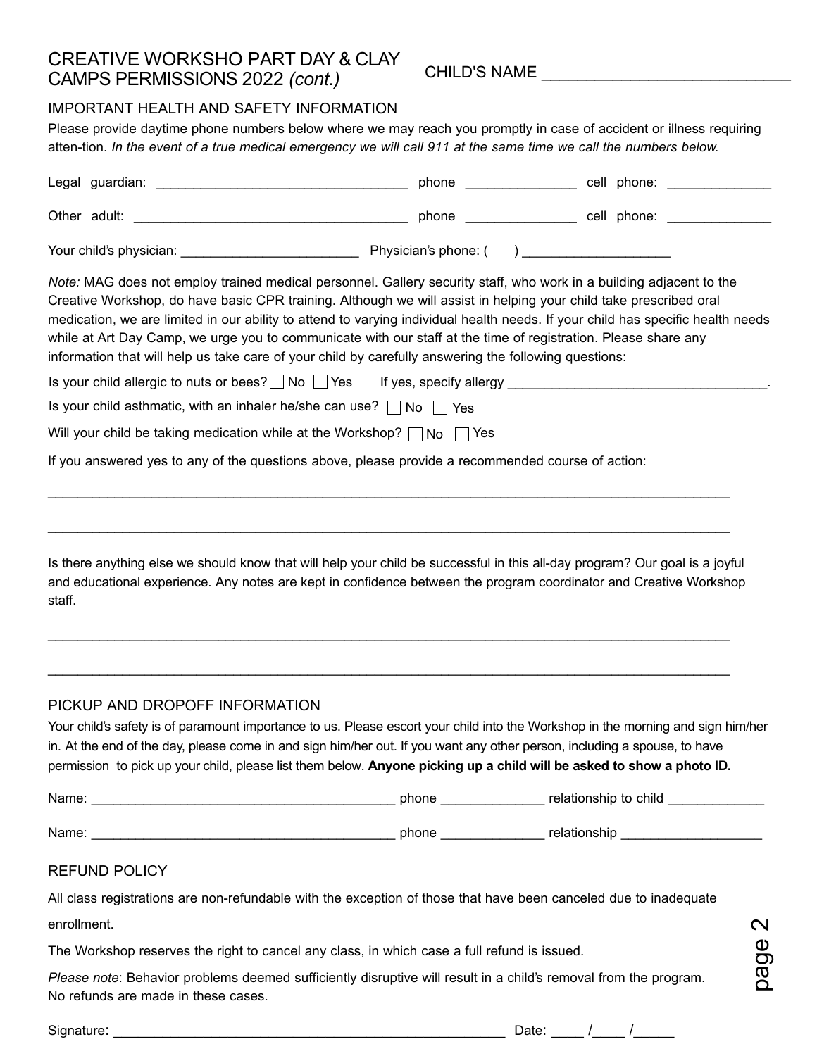# CREATIVE WORKSHO PART DAY & CLAY CAMPS PERMISSIONS 2022 *(cont.)*

CHILD'S NAME ____________________________

## IMPORTANT HEALTH AND SAFETY INFORMATION

Please provide daytime phone numbers below where we may reach you promptly in case of accident or illness requiring atten-tion. *In the event of a true medical emergency we will call 911 at the same time we call the numbers below.*

Legal guardian: __________________________________ phone _______________ cell phone: ______________

Other adult: ____________________________________ phone _______________ cell phone: ______________

Your child's physician: ________________________ Physician's phone: ( ) ____________________

*Note:* MAG does not employ trained medical personnel. Gallery security staff, who work in a building adjacent to the Creative Workshop, do have basic CPR training. Although we will assist in helping your child take prescribed oral medication, we are limited in our ability to attend to varying individual health needs. If your child has specific health needs while at Art Day Camp, we urge you to communicate with our staff at the time of registration. Please share any information that will help us take care of your child by carefully answering the following questions:

Is your child allergic to nuts or bees? ☐ No ☐ Yes If yes, specify allergy ___________________________________.

Is your child asthmatic, with an inhaler he/she can use? ☐ No ☐ Yes

Will your child be taking medication while at the Workshop? ☐ No ☐ Yes

If you answered yes to any of the questions above, please provide a recommended course of action:

_____________________________________________________________________________________

_____________________________________________________________________________________

Is there anything else we should know that will help your child be successful in this all-day program? Our goal is a joyful and educational experience. Any notes are kept in confidence between the program coordinator and Creative Workshop staff.

_____________________________________________________________________________________

_____________________________________________________________________________________

## PICKUP AND DROPOFF INFORMATION

Your child's safety is of paramount importance to us. Please escort your child into the Workshop in the morning and sign him/her in. At the end of the day, please come in and sign him/her out. If you want any other person, including a spouse, to have permission to pick up your child, please list them below. **Anyone picking up a child will be asked to show a photo ID.**

Name: __________________________________________ phone ______________ relationship to child _____________

Name: __________________________________________ phone ______________ relationship ___________________

## REFUND POLICY

All class registrations are non-refundable with the exception of those that have been canceled due to inadequate enrollment.

The Workshop reserves the right to cancel any class, in which case a full refund is issued.

*Please note*: Behavior problems deemed sufficiently disruptive will result in a child's removal from the program. No refunds are made in these cases.

Signature: ______________________________________________________ Date: ____ /____ /_____